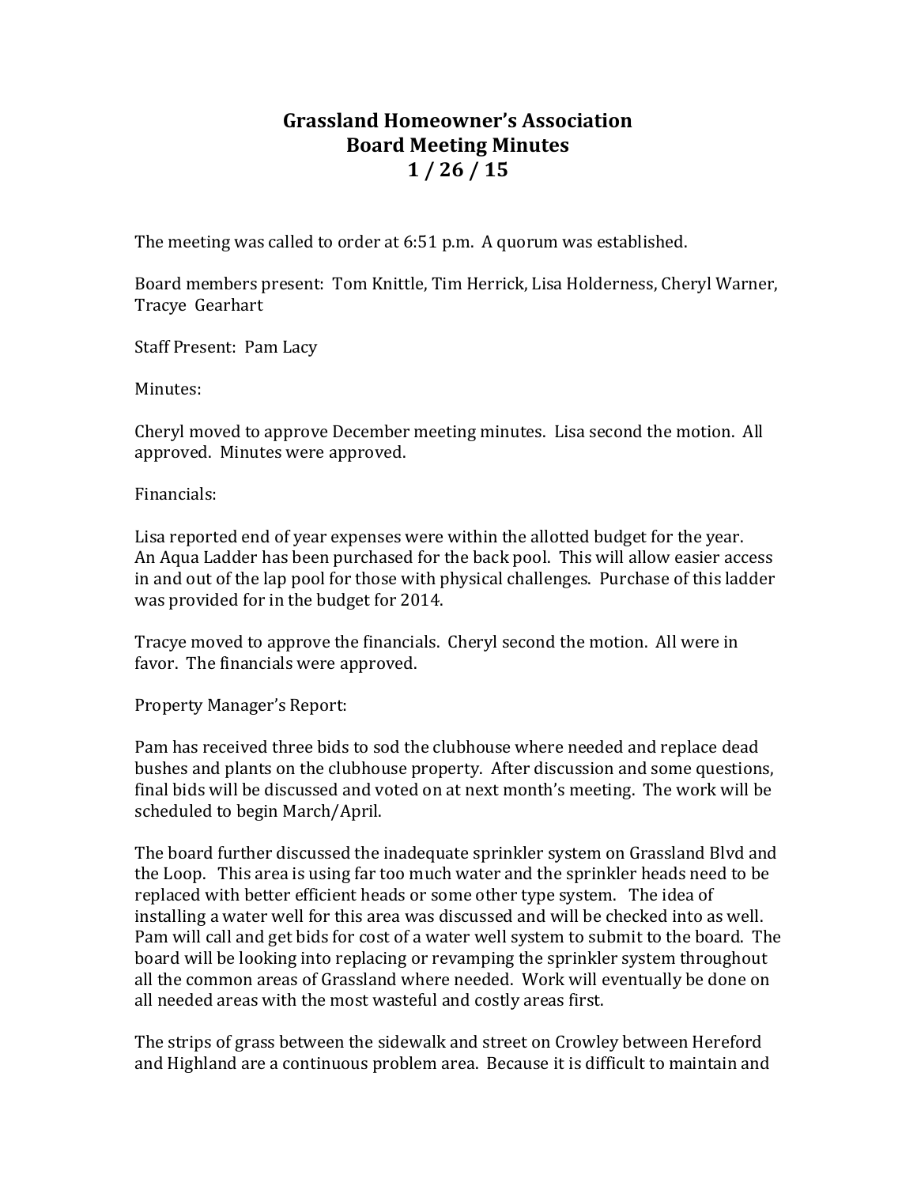# Grassland Homeowner's Association
## Board Meeting Minutes
## 1 / 26 / 15

The meeting was called to order at 6:51 p.m. A quorum was established.

Board members present: Tom Knittle, Tim Herrick, Lisa Holderness, Cheryl Warner, Tracye Gearhart

Staff Present: Pam Lacy

Minutes:

Cheryl moved to approve December meeting minutes. Lisa second the motion. All approved. Minutes were approved.

Financials:

Lisa reported end of year expenses were within the allotted budget for the year. An Aqua Ladder has been purchased for the back pool. This will allow easier access in and out of the lap pool for those with physical challenges. Purchase of this ladder was provided for in the budget for 2014.

Tracye moved to approve the financials. Cheryl second the motion. All were in favor. The financials were approved.

Property Manager's Report:

Pam has received three bids to sod the clubhouse where needed and replace dead bushes and plants on the clubhouse property. After discussion and some questions, final bids will be discussed and voted on at next month's meeting. The work will be scheduled to begin March/April.

The board further discussed the inadequate sprinkler system on Grassland Blvd and the Loop. This area is using far too much water and the sprinkler heads need to be replaced with better efficient heads or some other type system. The idea of installing a water well for this area was discussed and will be checked into as well. Pam will call and get bids for cost of a water well system to submit to the board. The board will be looking into replacing or revamping the sprinkler system throughout all the common areas of Grassland where needed. Work will eventually be done on all needed areas with the most wasteful and costly areas first.

The strips of grass between the sidewalk and street on Crowley between Hereford and Highland are a continuous problem area. Because it is difficult to maintain and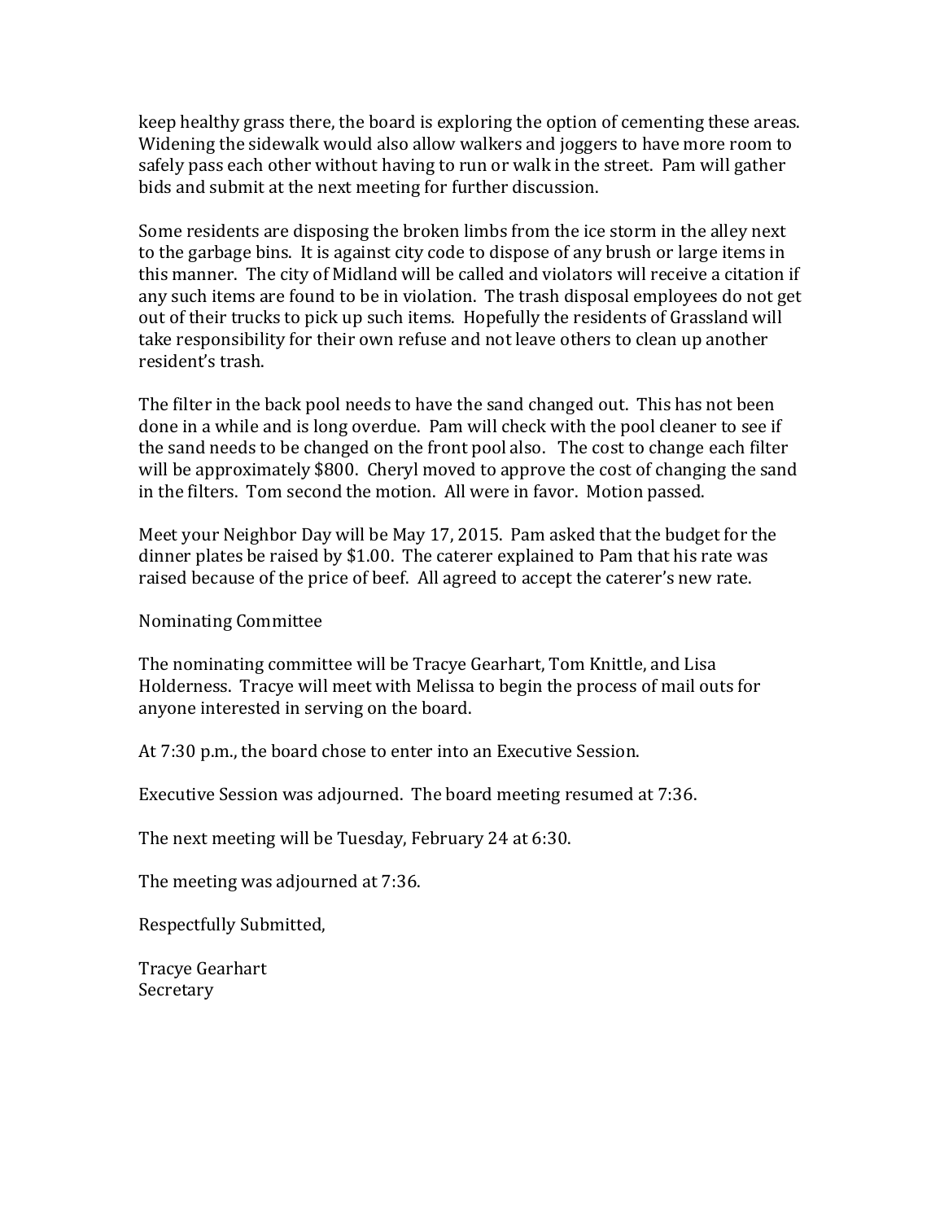keep healthy grass there, the board is exploring the option of cementing these areas. Widening the sidewalk would also allow walkers and joggers to have more room to safely pass each other without having to run or walk in the street. Pam will gather bids and submit at the next meeting for further discussion.

Some residents are disposing the broken limbs from the ice storm in the alley next to the garbage bins. It is against city code to dispose of any brush or large items in this manner. The city of Midland will be called and violators will receive a citation if any such items are found to be in violation. The trash disposal employees do not get out of their trucks to pick up such items. Hopefully the residents of Grassland will take responsibility for their own refuse and not leave others to clean up another resident's trash.

The filter in the back pool needs to have the sand changed out. This has not been done in a while and is long overdue. Pam will check with the pool cleaner to see if the sand needs to be changed on the front pool also. The cost to change each filter will be approximately $800. Cheryl moved to approve the cost of changing the sand in the filters. Tom second the motion. All were in favor. Motion passed.

Meet your Neighbor Day will be May 17, 2015. Pam asked that the budget for the dinner plates be raised by $1.00. The caterer explained to Pam that his rate was raised because of the price of beef. All agreed to accept the caterer's new rate.

Nominating Committee

The nominating committee will be Tracye Gearhart, Tom Knittle, and Lisa Holderness. Tracye will meet with Melissa to begin the process of mail outs for anyone interested in serving on the board.

At 7:30 p.m., the board chose to enter into an Executive Session.

Executive Session was adjourned. The board meeting resumed at 7:36.

The next meeting will be Tuesday, February 24 at 6:30.

The meeting was adjourned at 7:36.

Respectfully Submitted,

Tracye Gearhart
Secretary